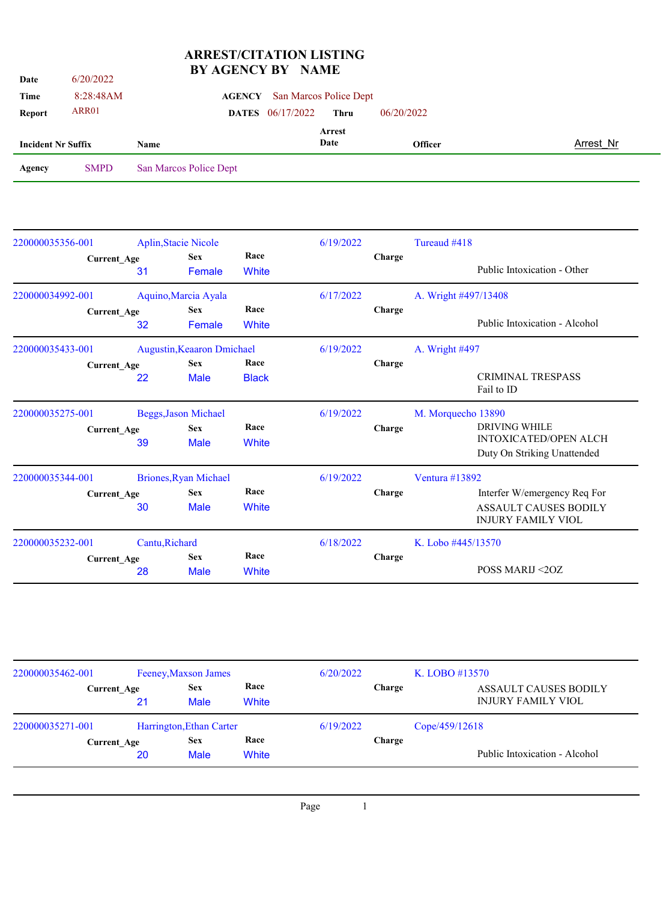# ARREST/CITATION LISTING BY AGENCY BY NAME

**Date** 6/20/2022
**Time** 8:28:48AM
**Report** ARR01

**AGENCY** San Marcos Police Dept
**DATES** 06/17/2022 **Thru** 06/20/2022

| Incident Nr Suffix | Name | Arrest Date | Officer | Arrest_Nr |
|---|---|---|---|---|

**Agency** SMPD San Marcos Police Dept

| Incident Nr Suffix | Name | Current_Age | Sex | Race | Arrest Date | Officer | Charge |
|---|---|---|---|---|---|---|---|
| 220000035356-001 | Aplin,Stacie Nicole | 31 | Female | White | 6/19/2022 | Tureaud #418 | Public Intoxication - Other |
| 220000034992-001 | Aquino,Marcia Ayala | 32 | Female | White | 6/17/2022 | A. Wright #497/13408 | Public Intoxication - Alcohol |
| 220000035433-001 | Augustin,Keaaron Dmichael | 22 | Male | Black | 6/19/2022 | A. Wright #497 | CRIMINAL TRESPASS; Fail to ID |
| 220000035275-001 | Beggs,Jason Michael | 39 | Male | White | 6/19/2022 | M. Morquecho 13890 | DRIVING WHILE INTOXICATED/OPEN ALCH; Duty On Striking Unattended |
| 220000035344-001 | Briones,Ryan Michael | 30 | Male | White | 6/19/2022 | Ventura #13892 | Interfer W/emergency Req For; ASSAULT CAUSES BODILY INJURY FAMILY VIOL |
| 220000035232-001 | Cantu,Richard | 28 | Male | White | 6/18/2022 | K. Lobo #445/13570 | POSS MARIJ <2OZ |
| 220000035462-001 | Feeney,Maxson James | 21 | Male | White | 6/20/2022 | K. LOBO #13570 | ASSAULT CAUSES BODILY INJURY FAMILY VIOL |
| 220000035271-001 | Harrington,Ethan Carter | 20 | Male | White | 6/19/2022 | Cope/459/12618 | Public Intoxication - Alcohol |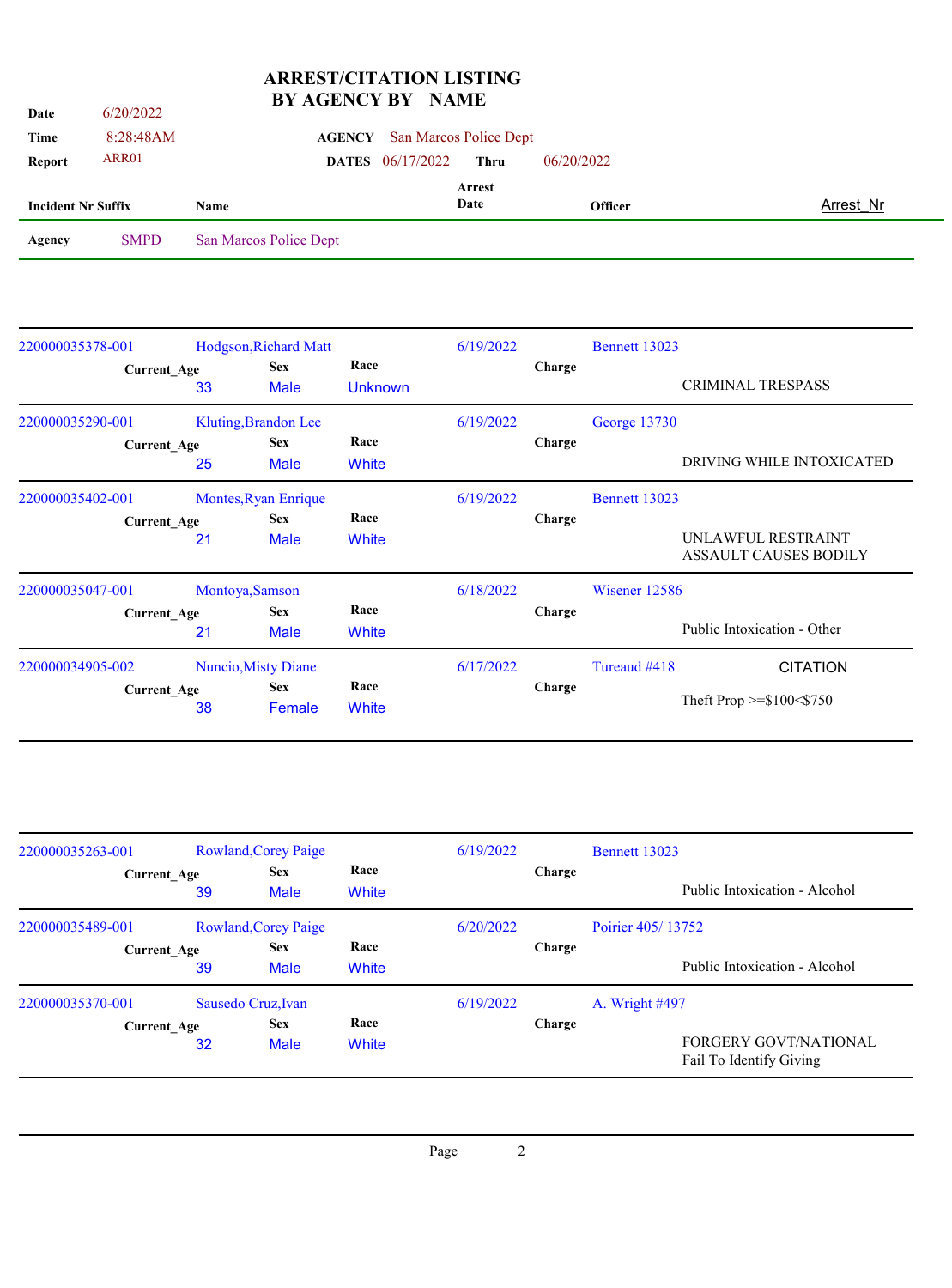# ARREST/CITATION LISTING
## BY AGENCY BY NAME

**Date** 6/20/2022
**Time** 8:28:48AM
**Report** ARR01

**AGENCY** San Marcos Police Dept
**DATES** 06/17/2022 **Thru** 06/20/2022

| Incident Nr Suffix | Name | Current_Age | Sex | Race | Arrest Date | Officer | Charge | Arrest_Nr |
|---|---|---|---|---|---|---|---|---|
| **Agency** SMPD | San Marcos Police Dept | | | | | | | |
| 220000035378-001 | Hodgson,Richard Matt | 33 | Male | Unknown | 6/19/2022 | Bennett 13023 | CRIMINAL TRESPASS | |
| 220000035290-001 | Kluting,Brandon Lee | 25 | Male | White | 6/19/2022 | George 13730 | DRIVING WHILE INTOXICATED | |
| 220000035402-001 | Montes,Ryan Enrique | 21 | Male | White | 6/19/2022 | Bennett 13023 | UNLAWFUL RESTRAINT<br>ASSAULT CAUSES BODILY | |
| 220000035047-001 | Montoya,Samson | 21 | Male | White | 6/18/2022 | Wisener 12586 | Public Intoxication - Other | |
| 220000034905-002 | Nuncio,Misty Diane | 38 | Female | White | 6/17/2022 | Tureaud #418 | Theft Prop >=$100<$750 | CITATION |
| 220000035263-001 | Rowland,Corey Paige | 39 | Male | White | 6/19/2022 | Bennett 13023 | Public Intoxication - Alcohol | |
| 220000035489-001 | Rowland,Corey Paige | 39 | Male | White | 6/20/2022 | Poirier 405/ 13752 | Public Intoxication - Alcohol | |
| 220000035370-001 | Sausedo Cruz,Ivan | 32 | Male | White | 6/19/2022 | A. Wright #497 | FORGERY GOVT/NATIONAL<br>Fail To Identify Giving | |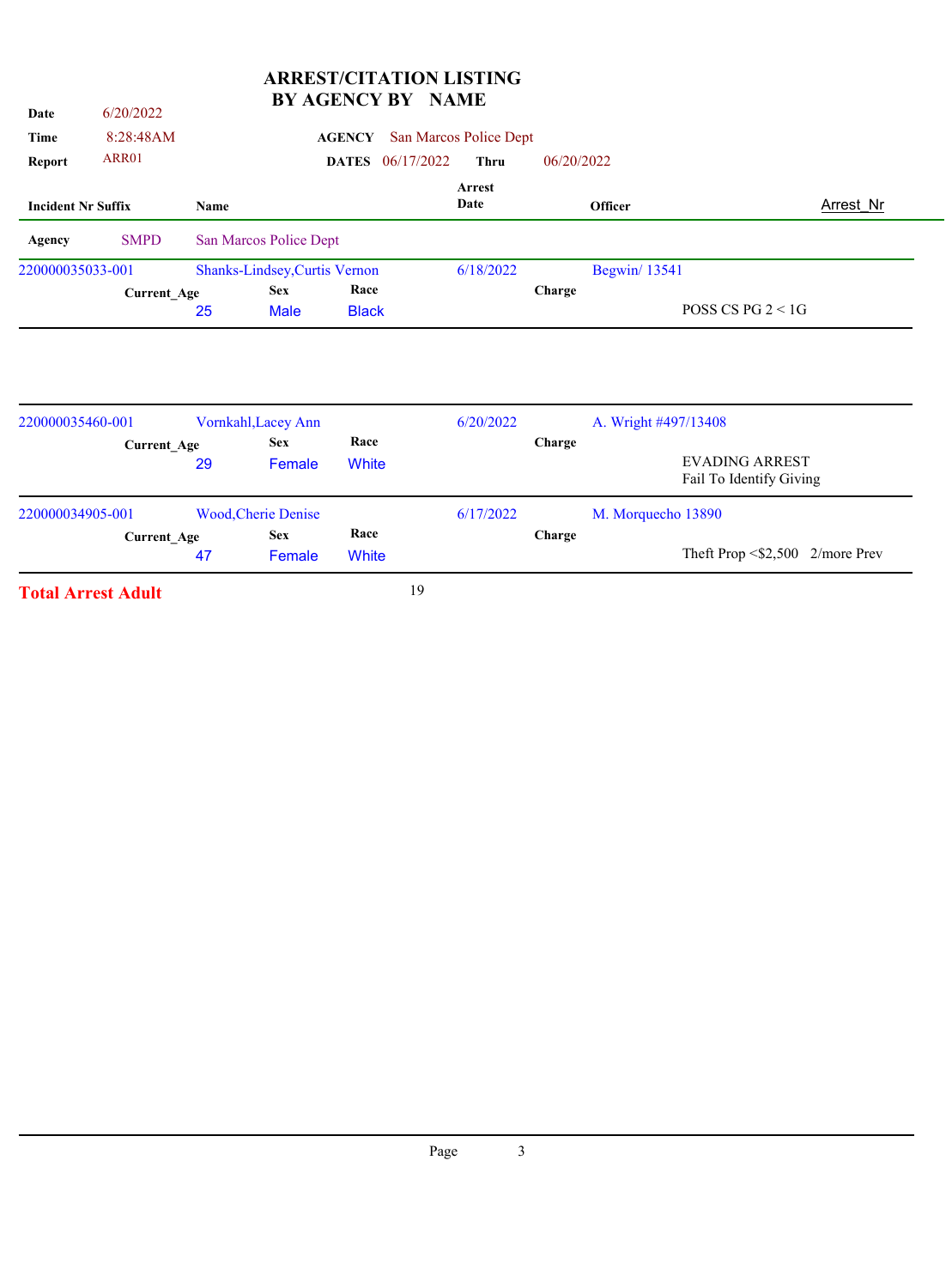# ARREST/CITATION LISTING
## BY AGENCY BY NAME

**Date** 6/20/2022
**Time** 8:28:48AM
**Report** ARR01

**AGENCY** San Marcos Police Dept
**DATES** 06/17/2022 **Thru** 06/20/2022

| Incident Nr Suffix | Name | Arrest Date | Officer | Arrest_Nr |
|---|---|---|---|---|
| **Agency** SMPD | San Marcos Police Dept | | | |

| Incident Nr Suffix | Name | Current_Age | Sex | Race | Arrest Date | Officer | Charge |
|---|---|---|---|---|---|---|---|
| 220000035033-001 | Shanks-Lindsey,Curtis Vernon | 25 | Male | Black | 6/18/2022 | Begwin/ 13541 | POSS CS PG 2 < 1G |
| 220000035460-001 | Vornkahl,Lacey Ann | 29 | Female | White | 6/20/2022 | A. Wright #497/13408 | EVADING ARREST<br>Fail To Identify Giving |
| 220000034905-001 | Wood,Cherie Denise | 47 | Female | White | 6/17/2022 | M. Morquecho 13890 | Theft Prop <$2,500 2/more Prev |

**Total Arrest Adult** 19